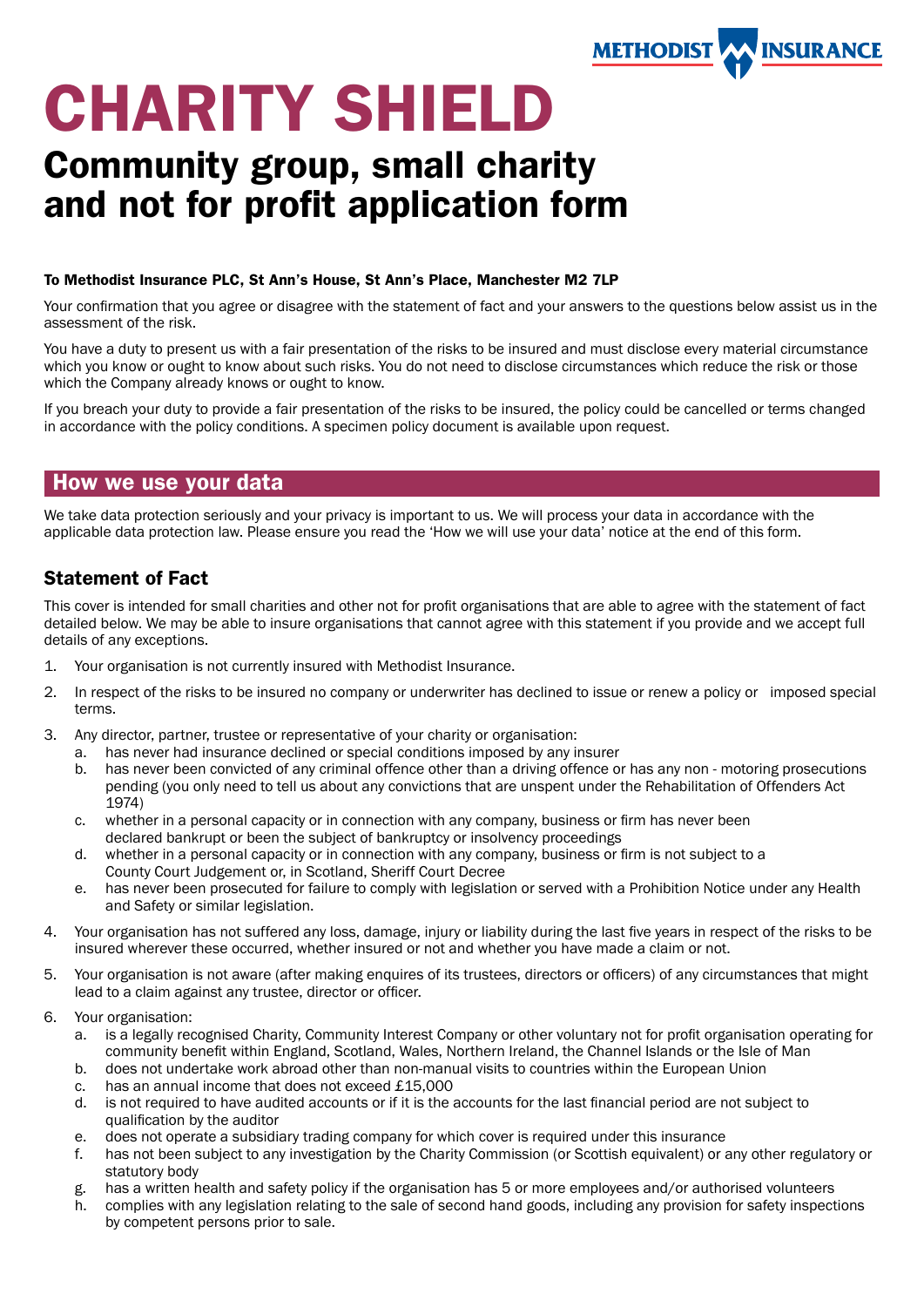METHODIST INSURANCE

# CHARITY SHIELD

## Community group, small charity and not for profit application form

**To Methodist Insurance PLC, St Ann's House, St Ann's Place, Manchester M2 7LP**

Your confirmation that you agree or disagree with the statement of fact and your answers to the questions below assist us in the assessment of the risk.

You have a duty to present us with a fair presentation of the risks to be insured and must disclose every material circumstance which you know or ought to know about such risks. You do not need to disclose circumstances which reduce the risk or those which the Company already knows or ought to know.

If you breach your duty to provide a fair presentation of the risks to be insured, the policy could be cancelled or terms changed in accordance with the policy conditions. A specimen policy document is available upon request.

## How we use your data

We take data protection seriously and your privacy is important to us. We will process your data in accordance with the applicable data protection law. Please ensure you read the 'How we will use your data' notice at the end of this form.

### Statement of Fact

This cover is intended for small charities and other not for profit organisations that are able to agree with the statement of fact detailed below. We may be able to insure organisations that cannot agree with this statement if you provide and we accept full details of any exceptions.

1. Your organisation is not currently insured with Methodist Insurance.
2. In respect of the risks to be insured no company or underwriter has declined to issue or renew a policy or imposed special terms.
3. Any director, partner, trustee or representative of your charity or organisation:
   a. has never had insurance declined or special conditions imposed by any insurer
   b. has never been convicted of any criminal offence other than a driving offence or has any non - motoring prosecutions pending (you only need to tell us about any convictions that are unspent under the Rehabilitation of Offenders Act 1974)
   c. whether in a personal capacity or in connection with any company, business or firm has never been declared bankrupt or been the subject of bankruptcy or insolvency proceedings
   d. whether in a personal capacity or in connection with any company, business or firm is not subject to a County Court Judgement or, in Scotland, Sheriff Court Decree
   e. has never been prosecuted for failure to comply with legislation or served with a Prohibition Notice under any Health and Safety or similar legislation.
4. Your organisation has not suffered any loss, damage, injury or liability during the last five years in respect of the risks to be insured wherever these occurred, whether insured or not and whether you have made a claim or not.
5. Your organisation is not aware (after making enquires of its trustees, directors or officers) of any circumstances that might lead to a claim against any trustee, director or officer.
6. Your organisation:
   a. is a legally recognised Charity, Community Interest Company or other voluntary not for profit organisation operating for community benefit within England, Scotland, Wales, Northern Ireland, the Channel Islands or the Isle of Man
   b. does not undertake work abroad other than non-manual visits to countries within the European Union
   c. has an annual income that does not exceed £15,000
   d. is not required to have audited accounts or if it is the accounts for the last financial period are not subject to qualification by the auditor
   e. does not operate a subsidiary trading company for which cover is required under this insurance
   f. has not been subject to any investigation by the Charity Commission (or Scottish equivalent) or any other regulatory or statutory body
   g. has a written health and safety policy if the organisation has 5 or more employees and/or authorised volunteers
   h. complies with any legislation relating to the sale of second hand goods, including any provision for safety inspections by competent persons prior to sale.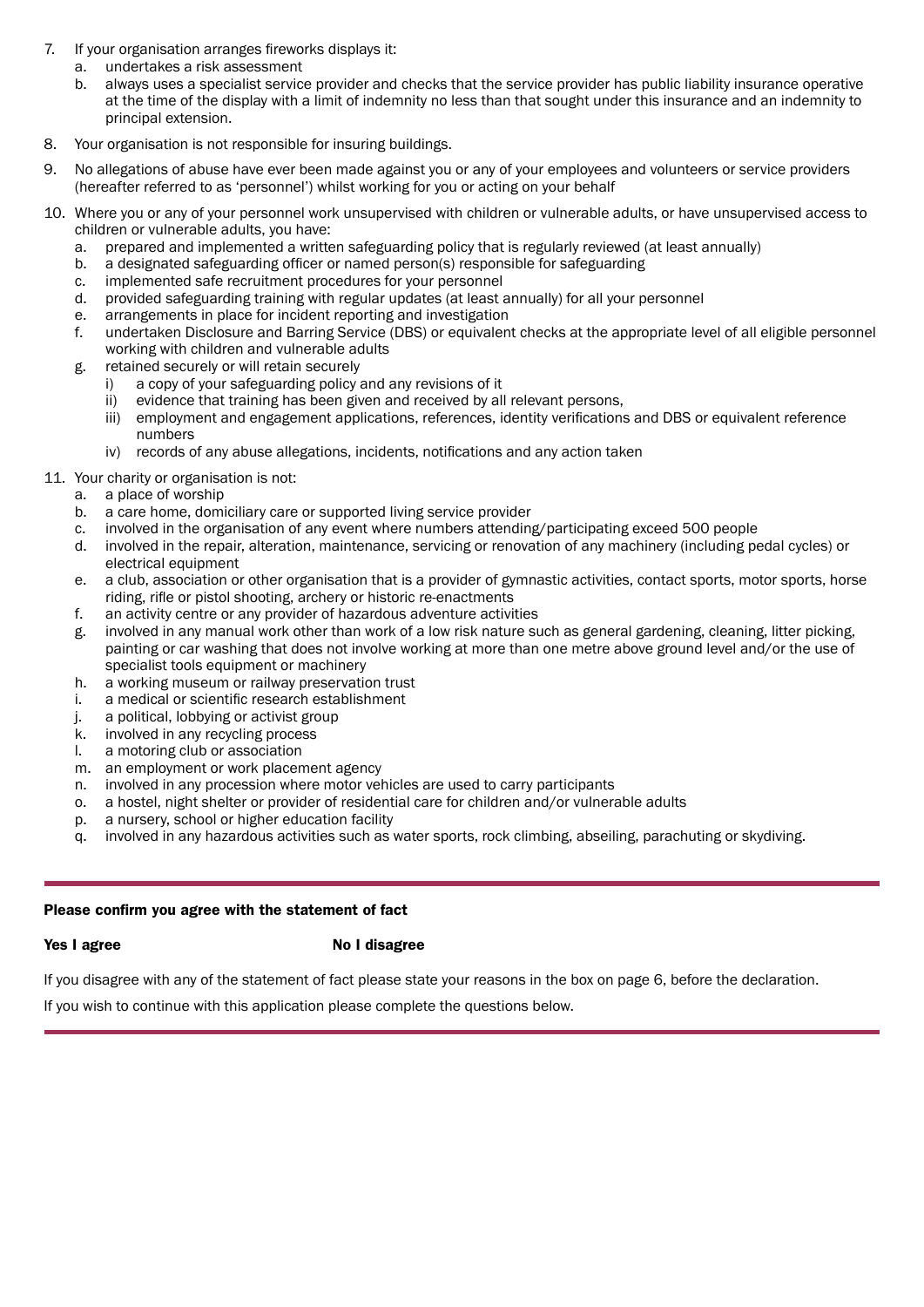7. If your organisation arranges fireworks displays it:
   a. undertakes a risk assessment
   b. always uses a specialist service provider and checks that the service provider has public liability insurance operative at the time of the display with a limit of indemnity no less than that sought under this insurance and an indemnity to principal extension.
8. Your organisation is not responsible for insuring buildings.
9. No allegations of abuse have ever been made against you or any of your employees and volunteers or service providers (hereafter referred to as 'personnel') whilst working for you or acting on your behalf
10. Where you or any of your personnel work unsupervised with children or vulnerable adults, or have unsupervised access to children or vulnerable adults, you have:
    a. prepared and implemented a written safeguarding policy that is regularly reviewed (at least annually)
    b. a designated safeguarding officer or named person(s) responsible for safeguarding
    c. implemented safe recruitment procedures for your personnel
    d. provided safeguarding training with regular updates (at least annually) for all your personnel
    e. arrangements in place for incident reporting and investigation
    f. undertaken Disclosure and Barring Service (DBS) or equivalent checks at the appropriate level of all eligible personnel working with children and vulnerable adults
    g. retained securely or will retain securely
       i) a copy of your safeguarding policy and any revisions of it
       ii) evidence that training has been given and received by all relevant persons,
       iii) employment and engagement applications, references, identity verifications and DBS or equivalent reference numbers
       iv) records of any abuse allegations, incidents, notifications and any action taken
11. Your charity or organisation is not:
    a. a place of worship
    b. a care home, domiciliary care or supported living service provider
    c. involved in the organisation of any event where numbers attending/participating exceed 500 people
    d. involved in the repair, alteration, maintenance, servicing or renovation of any machinery (including pedal cycles) or electrical equipment
    e. a club, association or other organisation that is a provider of gymnastic activities, contact sports, motor sports, horse riding, rifle or pistol shooting, archery or historic re-enactments
    f. an activity centre or any provider of hazardous adventure activities
    g. involved in any manual work other than work of a low risk nature such as general gardening, cleaning, litter picking, painting or car washing that does not involve working at more than one metre above ground level and/or the use of specialist tools equipment or machinery
    h. a working museum or railway preservation trust
    i. a medical or scientific research establishment
    j. a political, lobbying or activist group
    k. involved in any recycling process
    l. a motoring club or association
    m. an employment or work placement agency
    n. involved in any procession where motor vehicles are used to carry participants
    o. a hostel, night shelter or provider of residential care for children and/or vulnerable adults
    p. a nursery, school or higher education facility
    q. involved in any hazardous activities such as water sports, rock climbing, abseiling, parachuting or skydiving.

---

**Please confirm you agree with the statement of fact**

**Yes I agree** **No I disagree**

If you disagree with any of the statement of fact please state your reasons in the box on page 6, before the declaration.

If you wish to continue with this application please complete the questions below.

---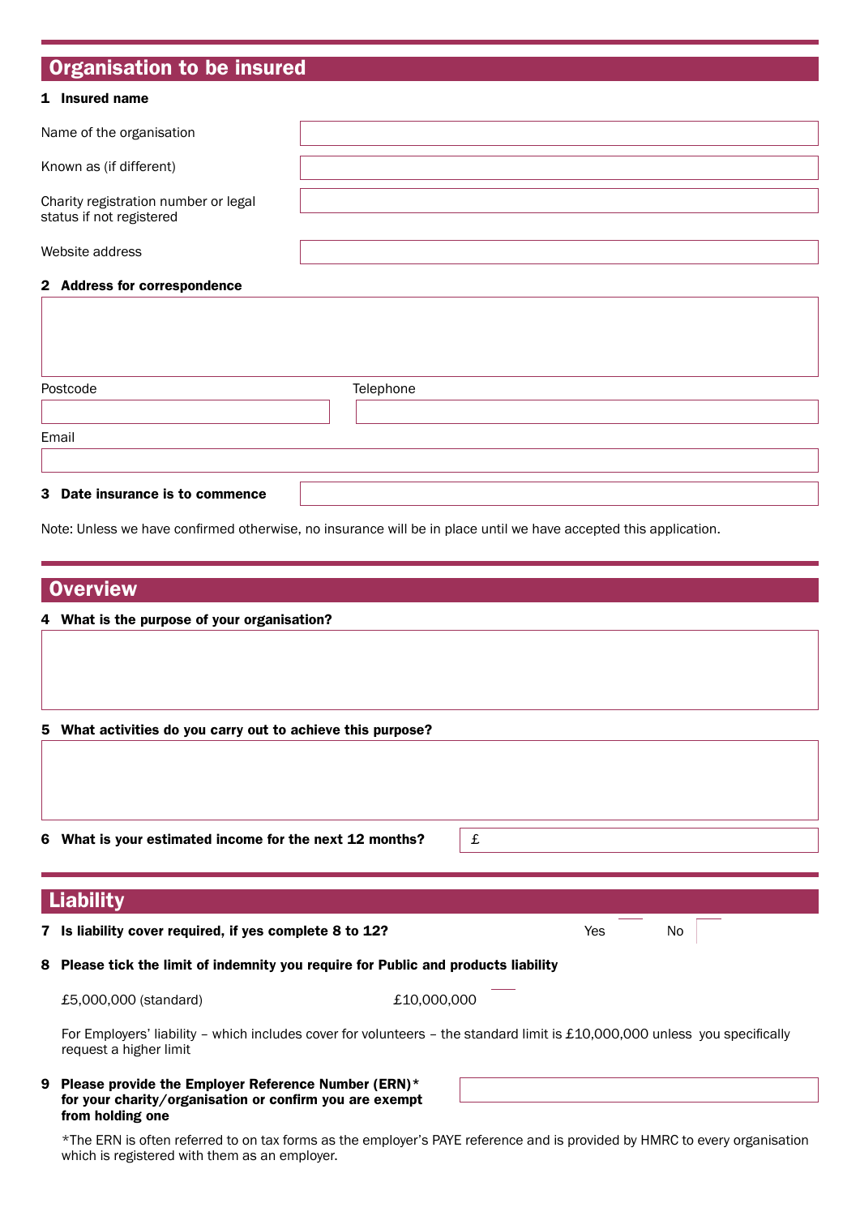## Organisation to be insured

**1 Insured name**

Name of the organisation

Known as (if different)

Charity registration number or legal status if not registered

Website address

**2 Address for correspondence**

Postcode

Telephone

Email

**3 Date insurance is to commence**

Note: Unless we have confirmed otherwise, no insurance will be in place until we have accepted this application.

## Overview

**4 What is the purpose of your organisation?**

**5 What activities do you carry out to achieve this purpose?**

**6 What is your estimated income for the next 12 months?** £

## Liability

**7 Is liability cover required, if yes complete 8 to 12?** Yes No

**8 Please tick the limit of indemnity you require for Public and products liability**

£5,000,000 (standard) £10,000,000

For Employers' liability – which includes cover for volunteers – the standard limit is £10,000,000 unless you specifically request a higher limit

**9 Please provide the Employer Reference Number (ERN)* for your charity/organisation or confirm you are exempt from holding one**

*The ERN is often referred to on tax forms as the employer's PAYE reference and is provided by HMRC to every organisation which is registered with them as an employer.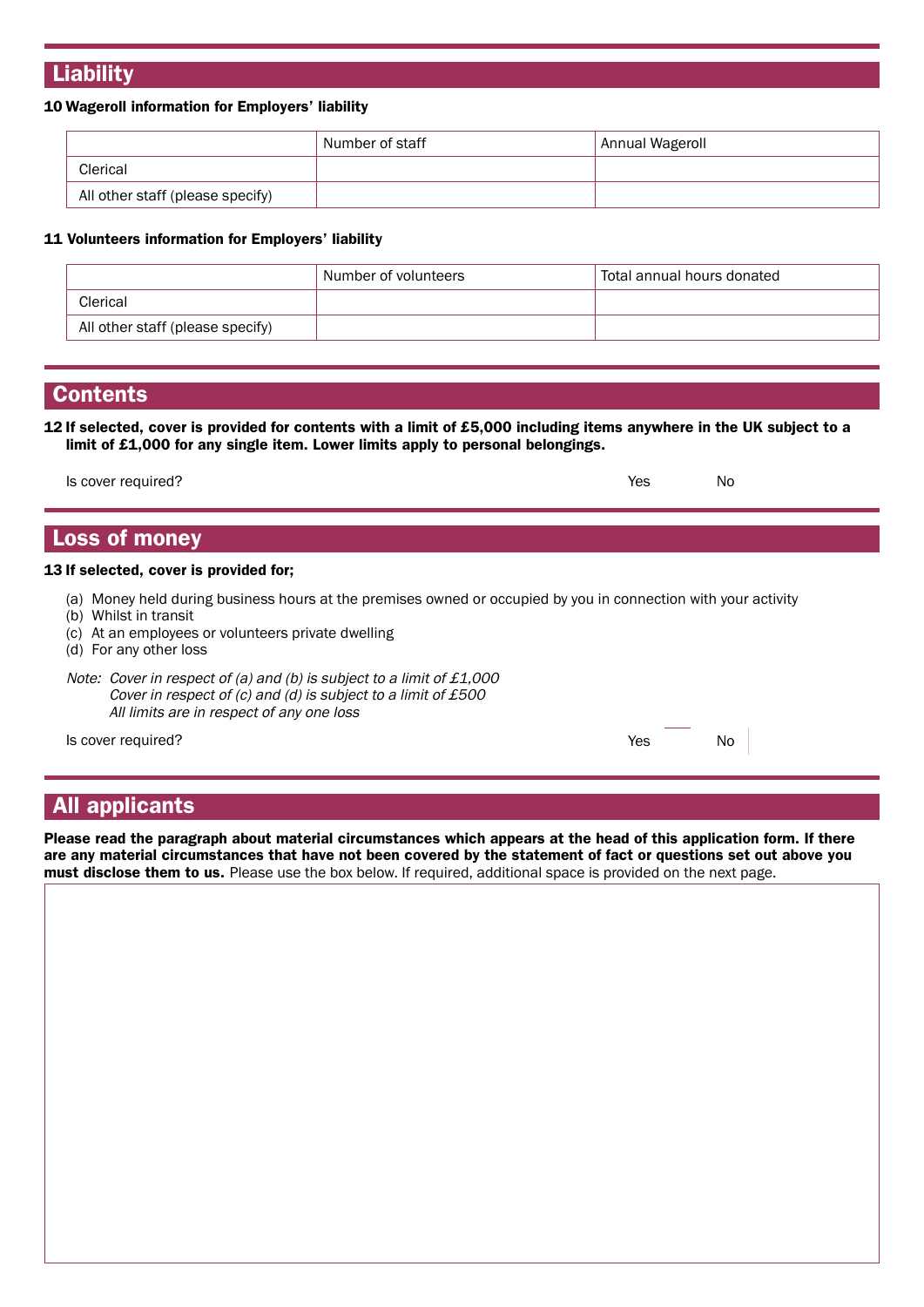## Liability

**10 Wageroll information for Employers' liability**

| | Number of staff | Annual Wageroll |
|---|---|---|
| Clerical | | |
| All other staff (please specify) | | |

**11 Volunteers information for Employers' liability**

| | Number of volunteers | Total annual hours donated |
|---|---|---|
| Clerical | | |
| All other staff (please specify) | | |

## Contents

**12 If selected, cover is provided for contents with a limit of £5,000 including items anywhere in the UK subject to a limit of £1,000 for any single item. Lower limits apply to personal belongings.**

Is cover required? Yes No

## Loss of money

**13 If selected, cover is provided for;**

(a) Money held during business hours at the premises owned or occupied by you in connection with your activity
(b) Whilst in transit
(c) At an employees or volunteers private dwelling
(d) For any other loss

*Note: Cover in respect of (a) and (b) is subject to a limit of £1,000*
*Cover in respect of (c) and (d) is subject to a limit of £500*
*All limits are in respect of any one loss*

Is cover required? Yes No

## All applicants

**Please read the paragraph about material circumstances which appears at the head of this application form. If there are any material circumstances that have not been covered by the statement of fact or questions set out above you must disclose them to us.** Please use the box below. If required, additional space is provided on the next page.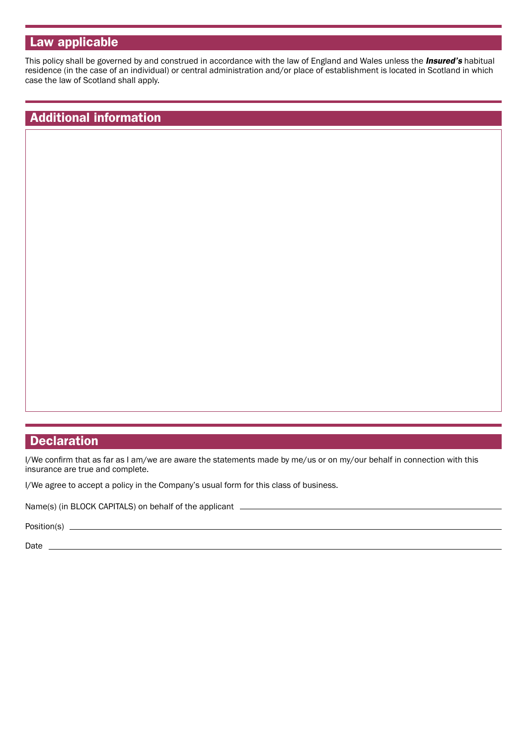## Law applicable

This policy shall be governed by and construed in accordance with the law of England and Wales unless the ***Insured's*** habitual residence (in the case of an individual) or central administration and/or place of establishment is located in Scotland in which case the law of Scotland shall apply.

## Additional information

## Declaration

I/We confirm that as far as I am/we are aware the statements made by me/us or on my/our behalf in connection with this insurance are true and complete.

I/We agree to accept a policy in the Company's usual form for this class of business.

Name(s) (in BLOCK CAPITALS) on behalf of the applicant ______________________________

Position(s) ______________________________

Date ______________________________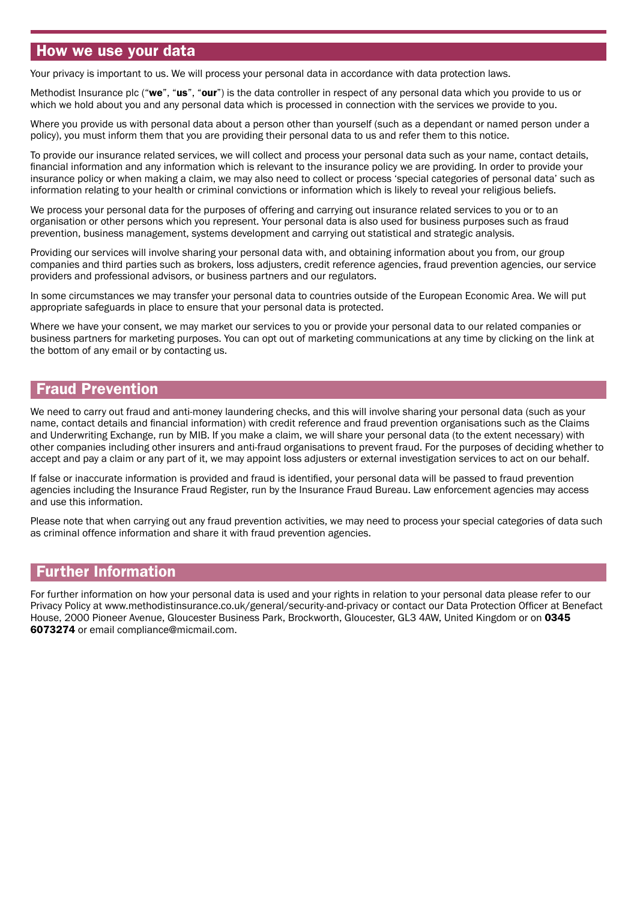## How we use your data

Your privacy is important to us. We will process your personal data in accordance with data protection laws.

Methodist Insurance plc ("**we**", "**us**", "**our**") is the data controller in respect of any personal data which you provide to us or which we hold about you and any personal data which is processed in connection with the services we provide to you.

Where you provide us with personal data about a person other than yourself (such as a dependant or named person under a policy), you must inform them that you are providing their personal data to us and refer them to this notice.

To provide our insurance related services, we will collect and process your personal data such as your name, contact details, financial information and any information which is relevant to the insurance policy we are providing. In order to provide your insurance policy or when making a claim, we may also need to collect or process 'special categories of personal data' such as information relating to your health or criminal convictions or information which is likely to reveal your religious beliefs.

We process your personal data for the purposes of offering and carrying out insurance related services to you or to an organisation or other persons which you represent. Your personal data is also used for business purposes such as fraud prevention, business management, systems development and carrying out statistical and strategic analysis.

Providing our services will involve sharing your personal data with, and obtaining information about you from, our group companies and third parties such as brokers, loss adjusters, credit reference agencies, fraud prevention agencies, our service providers and professional advisors, or business partners and our regulators.

In some circumstances we may transfer your personal data to countries outside of the European Economic Area. We will put appropriate safeguards in place to ensure that your personal data is protected.

Where we have your consent, we may market our services to you or provide your personal data to our related companies or business partners for marketing purposes. You can opt out of marketing communications at any time by clicking on the link at the bottom of any email or by contacting us.

## Fraud Prevention

We need to carry out fraud and anti-money laundering checks, and this will involve sharing your personal data (such as your name, contact details and financial information) with credit reference and fraud prevention organisations such as the Claims and Underwriting Exchange, run by MIB. If you make a claim, we will share your personal data (to the extent necessary) with other companies including other insurers and anti-fraud organisations to prevent fraud. For the purposes of deciding whether to accept and pay a claim or any part of it, we may appoint loss adjusters or external investigation services to act on our behalf.

If false or inaccurate information is provided and fraud is identified, your personal data will be passed to fraud prevention agencies including the Insurance Fraud Register, run by the Insurance Fraud Bureau. Law enforcement agencies may access and use this information.

Please note that when carrying out any fraud prevention activities, we may need to process your special categories of data such as criminal offence information and share it with fraud prevention agencies.

## Further Information

For further information on how your personal data is used and your rights in relation to your personal data please refer to our Privacy Policy at www.methodistinsurance.co.uk/general/security-and-privacy or contact our Data Protection Officer at Benefact House, 2000 Pioneer Avenue, Gloucester Business Park, Brockworth, Gloucester, GL3 4AW, United Kingdom or on **0345 6073274** or email compliance@micmail.com.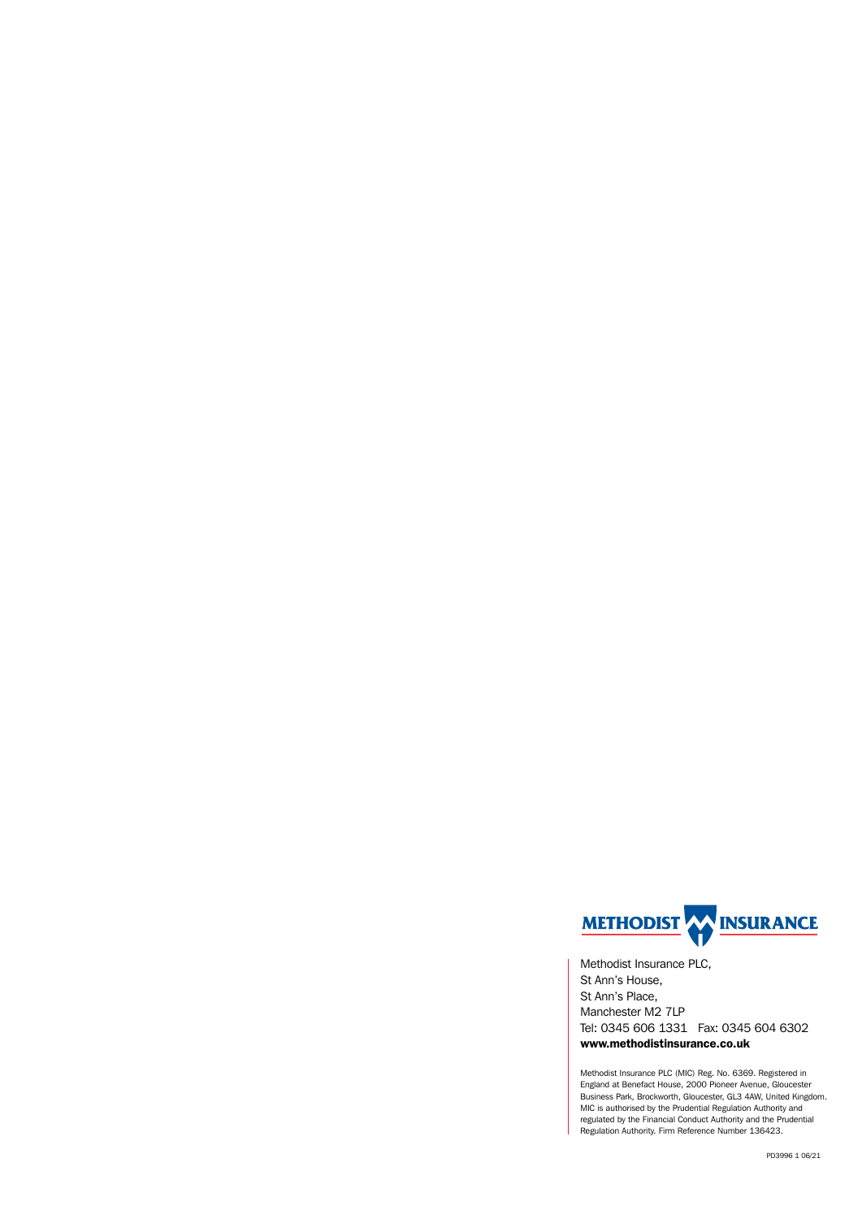METHODIST INSURANCE

Methodist Insurance PLC,
St Ann's House,
St Ann's Place,
Manchester M2 7LP
Tel: 0345 606 1331 Fax: 0345 604 6302
**www.methodistinsurance.co.uk**

Methodist Insurance PLC (MIC) Reg. No. 6369. Registered in England at Benefact House, 2000 Pioneer Avenue, Gloucester Business Park, Brockworth, Gloucester, GL3 4AW, United Kingdom. MIC is authorised by the Prudential Regulation Authority and regulated by the Financial Conduct Authority and the Prudential Regulation Authority. Firm Reference Number 136423.

PD3996 1 06/21